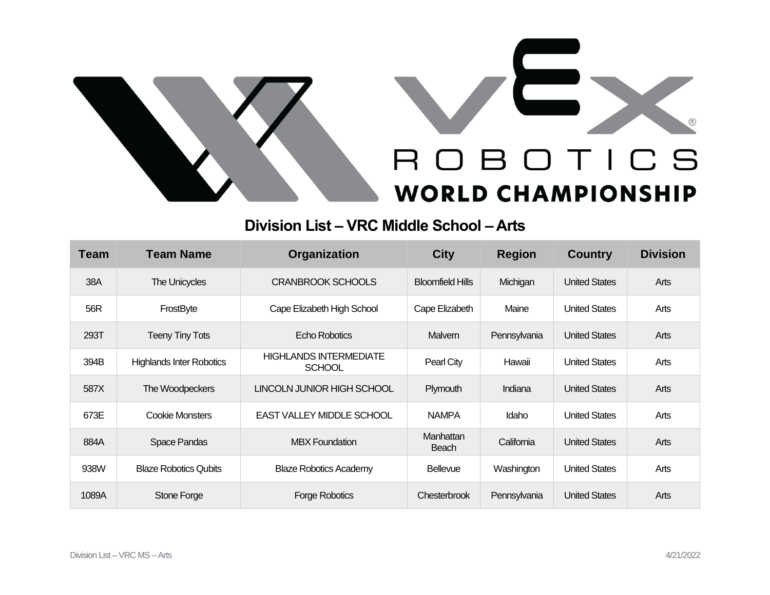# VEX ROBOTICS WORLD CHAMPIONSHIP

## Division List – VRC Middle School – Arts

| Team | Team Name | Organization | City | Region | Country | Division |
|---|---|---|---|---|---|---|
| 38A | The Unicycles | CRANBROOK SCHOOLS | Bloomfield Hills | Michigan | United States | Arts |
| 56R | FrostByte | Cape Elizabeth High School | Cape Elizabeth | Maine | United States | Arts |
| 293T | Teeny Tiny Tots | Echo Robotics | Malvern | Pennsylvania | United States | Arts |
| 394B | Highlands Inter Robotics | HIGHLANDS INTERMEDIATE SCHOOL | Pearl City | Hawaii | United States | Arts |
| 587X | The Woodpeckers | LINCOLN JUNIOR HIGH SCHOOL | Plymouth | Indiana | United States | Arts |
| 673E | Cookie Monsters | EAST VALLEY MIDDLE SCHOOL | NAMPA | Idaho | United States | Arts |
| 884A | Space Pandas | MBX Foundation | Manhattan Beach | California | United States | Arts |
| 938W | Blaze Robotics Qubits | Blaze Robotics Academy | Bellevue | Washington | United States | Arts |
| 1089A | Stone Forge | Forge Robotics | Chesterbrook | Pennsylvania | United States | Arts |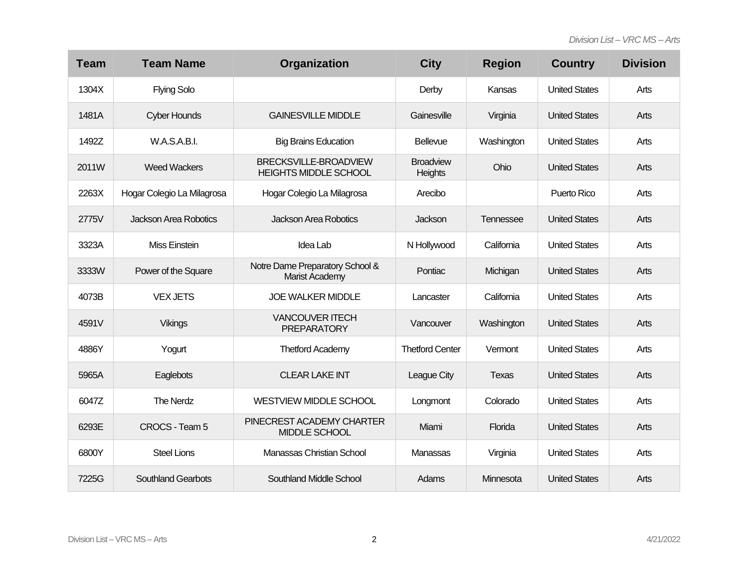| Team | Team Name | Organization | City | Region | Country | Division |
|---|---|---|---|---|---|---|
| 1304X | Flying Solo | | Derby | Kansas | United States | Arts |
| 1481A | Cyber Hounds | GAINESVILLE MIDDLE | Gainesville | Virginia | United States | Arts |
| 1492Z | W.A.S.A.B.I. | Big Brains Education | Bellevue | Washington | United States | Arts |
| 2011W | Weed Wackers | BRECKSVILLE-BROADVIEW HEIGHTS MIDDLE SCHOOL | Broadview Heights | Ohio | United States | Arts |
| 2263X | Hogar Colegio La Milagrosa | Hogar Colegio La Milagrosa | Arecibo | | Puerto Rico | Arts |
| 2775V | Jackson Area Robotics | Jackson Area Robotics | Jackson | Tennessee | United States | Arts |
| 3323A | Miss Einstein | Idea Lab | N Hollywood | California | United States | Arts |
| 3333W | Power of the Square | Notre Dame Preparatory School & Marist Academy | Pontiac | Michigan | United States | Arts |
| 4073B | VEX JETS | JOE WALKER MIDDLE | Lancaster | California | United States | Arts |
| 4591V | Vikings | VANCOUVER ITECH PREPARATORY | Vancouver | Washington | United States | Arts |
| 4886Y | Yogurt | Thetford Academy | Thetford Center | Vermont | United States | Arts |
| 5965A | Eaglebots | CLEAR LAKE INT | League City | Texas | United States | Arts |
| 6047Z | The Nerdz | WESTVIEW MIDDLE SCHOOL | Longmont | Colorado | United States | Arts |
| 6293E | CROCS - Team 5 | PINECREST ACADEMY CHARTER MIDDLE SCHOOL | Miami | Florida | United States | Arts |
| 6800Y | Steel Lions | Manassas Christian School | Manassas | Virginia | United States | Arts |
| 7225G | Southland Gearbots | Southland Middle School | Adams | Minnesota | United States | Arts |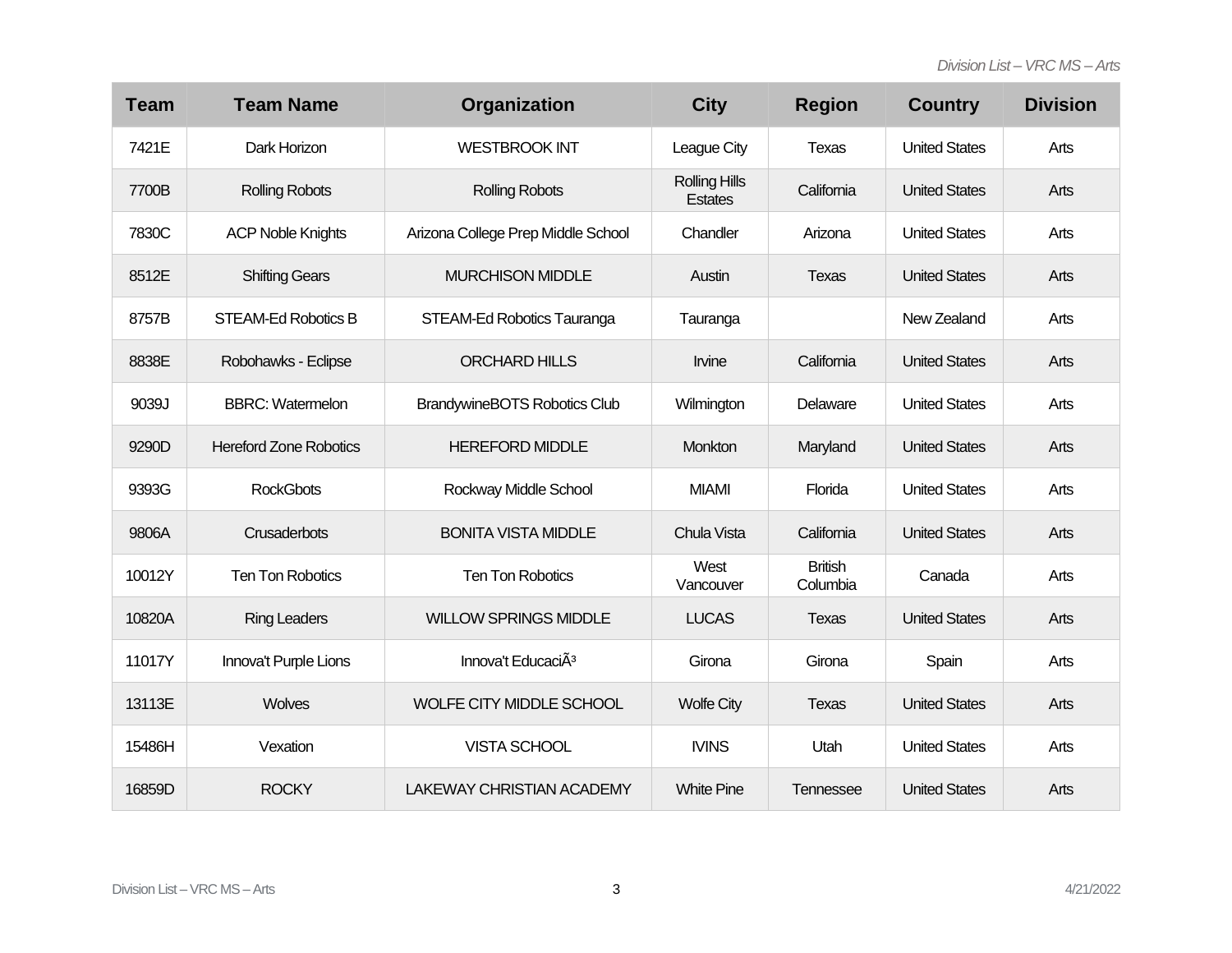| Team | Team Name | Organization | City | Region | Country | Division |
| --- | --- | --- | --- | --- | --- | --- |
| 7421E | Dark Horizon | WESTBROOK INT | League City | Texas | United States | Arts |
| 7700B | Rolling Robots | Rolling Robots | Rolling Hills Estates | California | United States | Arts |
| 7830C | ACP Noble Knights | Arizona College Prep Middle School | Chandler | Arizona | United States | Arts |
| 8512E | Shifting Gears | MURCHISON MIDDLE | Austin | Texas | United States | Arts |
| 8757B | STEAM-Ed Robotics B | STEAM-Ed Robotics Tauranga | Tauranga | | New Zealand | Arts |
| 8838E | Robohawks - Eclipse | ORCHARD HILLS | Irvine | California | United States | Arts |
| 9039J | BBRC: Watermelon | BrandywineBOTS Robotics Club | Wilmington | Delaware | United States | Arts |
| 9290D | Hereford Zone Robotics | HEREFORD MIDDLE | Monkton | Maryland | United States | Arts |
| 9393G | RockGbots | Rockway Middle School | MIAMI | Florida | United States | Arts |
| 9806A | Crusaderbots | BONITA VISTA MIDDLE | Chula Vista | California | United States | Arts |
| 10012Y | Ten Ton Robotics | Ten Ton Robotics | West Vancouver | British Columbia | Canada | Arts |
| 10820A | Ring Leaders | WILLOW SPRINGS MIDDLE | LUCAS | Texas | United States | Arts |
| 11017Y | Innova't Purple Lions | Innova't EducaciÃ³ | Girona | Girona | Spain | Arts |
| 13113E | Wolves | WOLFE CITY MIDDLE SCHOOL | Wolfe City | Texas | United States | Arts |
| 15486H | Vexation | VISTA SCHOOL | IVINS | Utah | United States | Arts |
| 16859D | ROCKY | LAKEWAY CHRISTIAN ACADEMY | White Pine | Tennessee | United States | Arts |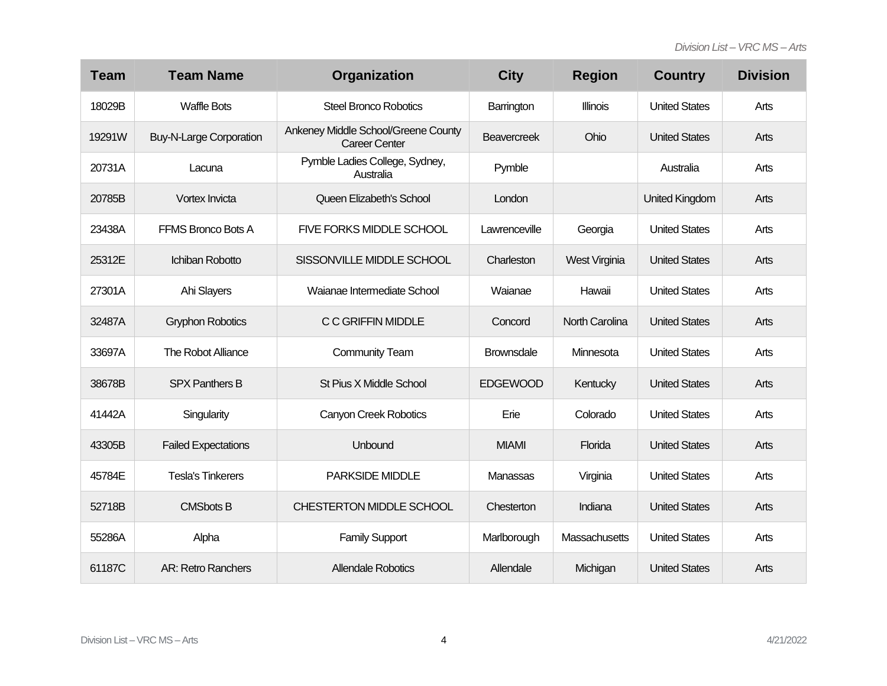| Team | Team Name | Organization | City | Region | Country | Division |
|---|---|---|---|---|---|---|
| 18029B | Waffle Bots | Steel Bronco Robotics | Barrington | Illinois | United States | Arts |
| 19291W | Buy-N-Large Corporation | Ankeney Middle School/Greene County Career Center | Beavercreek | Ohio | United States | Arts |
| 20731A | Lacuna | Pymble Ladies College, Sydney, Australia | Pymble | | Australia | Arts |
| 20785B | Vortex Invicta | Queen Elizabeth's School | London | | United Kingdom | Arts |
| 23438A | FFMS Bronco Bots A | FIVE FORKS MIDDLE SCHOOL | Lawrenceville | Georgia | United States | Arts |
| 25312E | Ichiban Robotto | SISSONVILLE MIDDLE SCHOOL | Charleston | West Virginia | United States | Arts |
| 27301A | Ahi Slayers | Waianae Intermediate School | Waianae | Hawaii | United States | Arts |
| 32487A | Gryphon Robotics | C C GRIFFIN MIDDLE | Concord | North Carolina | United States | Arts |
| 33697A | The Robot Alliance | Community Team | Brownsdale | Minnesota | United States | Arts |
| 38678B | SPX Panthers B | St Pius X Middle School | EDGEWOOD | Kentucky | United States | Arts |
| 41442A | Singularity | Canyon Creek Robotics | Erie | Colorado | United States | Arts |
| 43305B | Failed Expectations | Unbound | MIAMI | Florida | United States | Arts |
| 45784E | Tesla's Tinkerers | PARKSIDE MIDDLE | Manassas | Virginia | United States | Arts |
| 52718B | CMSbots B | CHESTERTON MIDDLE SCHOOL | Chesterton | Indiana | United States | Arts |
| 55286A | Alpha | Family Support | Marlborough | Massachusetts | United States | Arts |
| 61187C | AR: Retro Ranchers | Allendale Robotics | Allendale | Michigan | United States | Arts |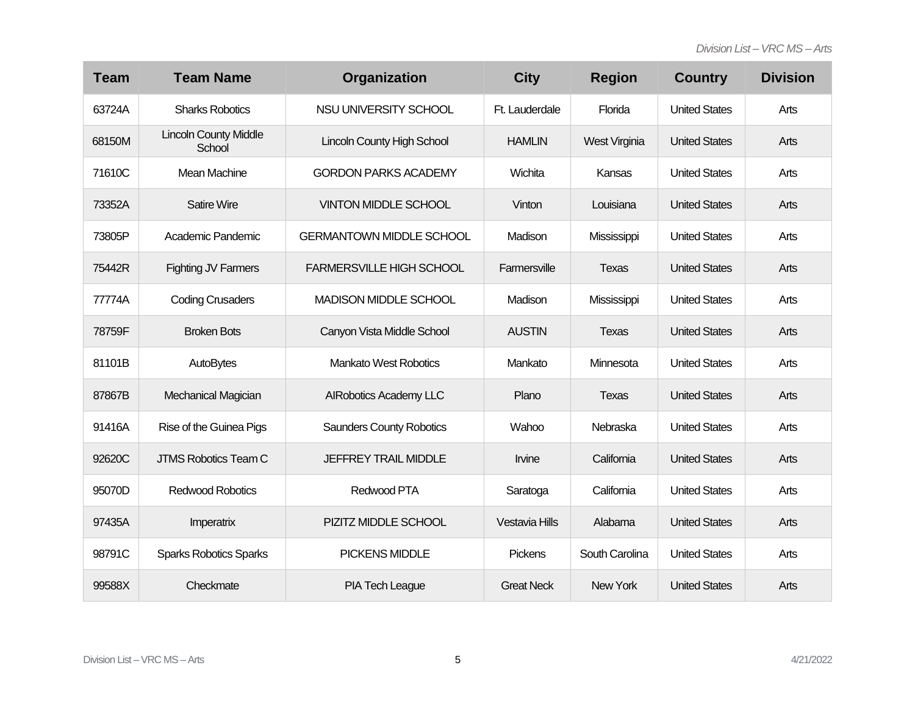| Team | Team Name | Organization | City | Region | Country | Division |
|---|---|---|---|---|---|---|
| 63724A | Sharks Robotics | NSU UNIVERSITY SCHOOL | Ft. Lauderdale | Florida | United States | Arts |
| 68150M | Lincoln County Middle School | Lincoln County High School | HAMLIN | West Virginia | United States | Arts |
| 71610C | Mean Machine | GORDON PARKS ACADEMY | Wichita | Kansas | United States | Arts |
| 73352A | Satire Wire | VINTON MIDDLE SCHOOL | Vinton | Louisiana | United States | Arts |
| 73805P | Academic Pandemic | GERMANTOWN MIDDLE SCHOOL | Madison | Mississippi | United States | Arts |
| 75442R | Fighting JV Farmers | FARMERSVILLE HIGH SCHOOL | Farmersville | Texas | United States | Arts |
| 77774A | Coding Crusaders | MADISON MIDDLE SCHOOL | Madison | Mississippi | United States | Arts |
| 78759F | Broken Bots | Canyon Vista Middle School | AUSTIN | Texas | United States | Arts |
| 81101B | AutoBytes | Mankato West Robotics | Mankato | Minnesota | United States | Arts |
| 87867B | Mechanical Magician | AIRobotics Academy LLC | Plano | Texas | United States | Arts |
| 91416A | Rise of the Guinea Pigs | Saunders County Robotics | Wahoo | Nebraska | United States | Arts |
| 92620C | JTMS Robotics Team C | JEFFREY TRAIL MIDDLE | Irvine | California | United States | Arts |
| 95070D | Redwood Robotics | Redwood PTA | Saratoga | California | United States | Arts |
| 97435A | Imperatrix | PIZITZ MIDDLE SCHOOL | Vestavia Hills | Alabama | United States | Arts |
| 98791C | Sparks Robotics Sparks | PICKENS MIDDLE | Pickens | South Carolina | United States | Arts |
| 99588X | Checkmate | PIA Tech League | Great Neck | New York | United States | Arts |